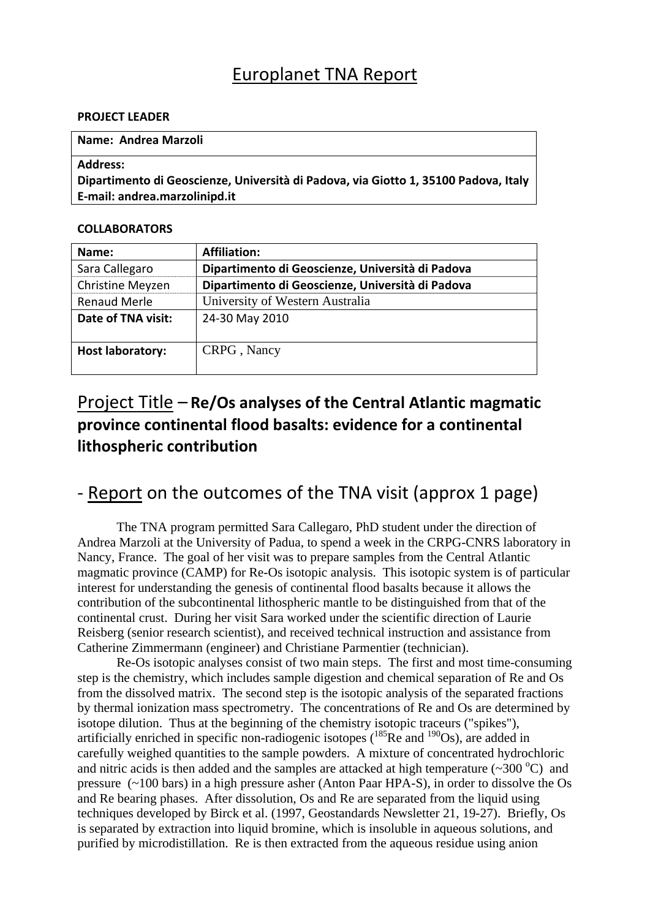# Europlanet TNA Report

**PROJECT LEADER**

| **Name: Andrea Marzoli** |
|---|
| **Address:** **Dipartimento di Geoscienze, Università di Padova, via Giotto 1, 35100 Padova, Italy** **E-mail: andrea.marzolinipd.it** |

**COLLABORATORS**

| **Name:** | **Affiliation:** |
|---|---|
| Sara Callegaro | **Dipartimento di Geoscienze, Università di Padova** |
| Christine Meyzen | **Dipartimento di Geoscienze, Università di Padova** |
| Renaud Merle | University of Western Australia |
| **Date of TNA visit:** | 24-30 May 2010 |
| **Host laboratory:** | CRPG , Nancy |

## Project Title – **Re/Os analyses of the Central Atlantic magmatic province continental flood basalts: evidence for a continental lithospheric contribution**

## - Report on the outcomes of the TNA visit (approx 1 page)

The TNA program permitted Sara Callegaro, PhD student under the direction of Andrea Marzoli at the University of Padua, to spend a week in the CRPG-CNRS laboratory in Nancy, France. The goal of her visit was to prepare samples from the Central Atlantic magmatic province (CAMP) for Re-Os isotopic analysis. This isotopic system is of particular interest for understanding the genesis of continental flood basalts because it allows the contribution of the subcontinental lithospheric mantle to be distinguished from that of the continental crust. During her visit Sara worked under the scientific direction of Laurie Reisberg (senior research scientist), and received technical instruction and assistance from Catherine Zimmermann (engineer) and Christiane Parmentier (technician).

Re-Os isotopic analyses consist of two main steps. The first and most time-consuming step is the chemistry, which includes sample digestion and chemical separation of Re and Os from the dissolved matrix. The second step is the isotopic analysis of the separated fractions by thermal ionization mass spectrometry. The concentrations of Re and Os are determined by isotope dilution. Thus at the beginning of the chemistry isotopic traceurs ("spikes"), artificially enriched in specific non-radiogenic isotopes ($^{185}$Re and $^{190}$Os), are added in carefully weighed quantities to the sample powders. A mixture of concentrated hydrochloric and nitric acids is then added and the samples are attacked at high temperature (~300 $^{o}$C) and pressure (~100 bars) in a high pressure asher (Anton Paar HPA-S), in order to dissolve the Os and Re bearing phases. After dissolution, Os and Re are separated from the liquid using techniques developed by Birck et al. (1997, Geostandards Newsletter 21, 19-27). Briefly, Os is separated by extraction into liquid bromine, which is insoluble in aqueous solutions, and purified by microdistillation. Re is then extracted from the aqueous residue using anion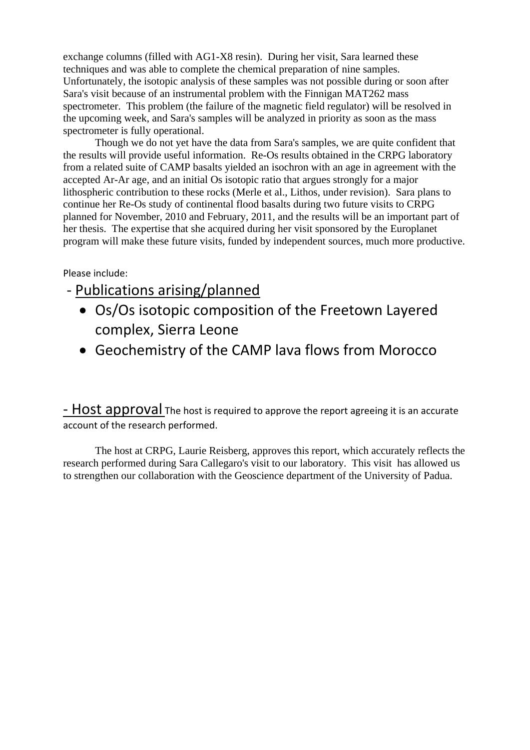exchange columns (filled with AG1-X8 resin). During her visit, Sara learned these techniques and was able to complete the chemical preparation of nine samples. Unfortunately, the isotopic analysis of these samples was not possible during or soon after Sara's visit because of an instrumental problem with the Finnigan MAT262 mass spectrometer. This problem (the failure of the magnetic field regulator) will be resolved in the upcoming week, and Sara's samples will be analyzed in priority as soon as the mass spectrometer is fully operational.

Though we do not yet have the data from Sara's samples, we are quite confident that the results will provide useful information. Re-Os results obtained in the CRPG laboratory from a related suite of CAMP basalts yielded an isochron with an age in agreement with the accepted Ar-Ar age, and an initial Os isotopic ratio that argues strongly for a major lithospheric contribution to these rocks (Merle et al., Lithos, under revision). Sara plans to continue her Re-Os study of continental flood basalts during two future visits to CRPG planned for November, 2010 and February, 2011, and the results will be an important part of her thesis. The expertise that she acquired during her visit sponsored by the Europlanet program will make these future visits, funded by independent sources, much more productive.

Please include:

## - Publications arising/planned

- Os/Os isotopic composition of the Freetown Layered complex, Sierra Leone
- Geochemistry of the CAMP lava flows from Morocco

## - Host approval

The host is required to approve the report agreeing it is an accurate account of the research performed.

The host at CRPG, Laurie Reisberg, approves this report, which accurately reflects the research performed during Sara Callegaro's visit to our laboratory. This visit has allowed us to strengthen our collaboration with the Geoscience department of the University of Padua.